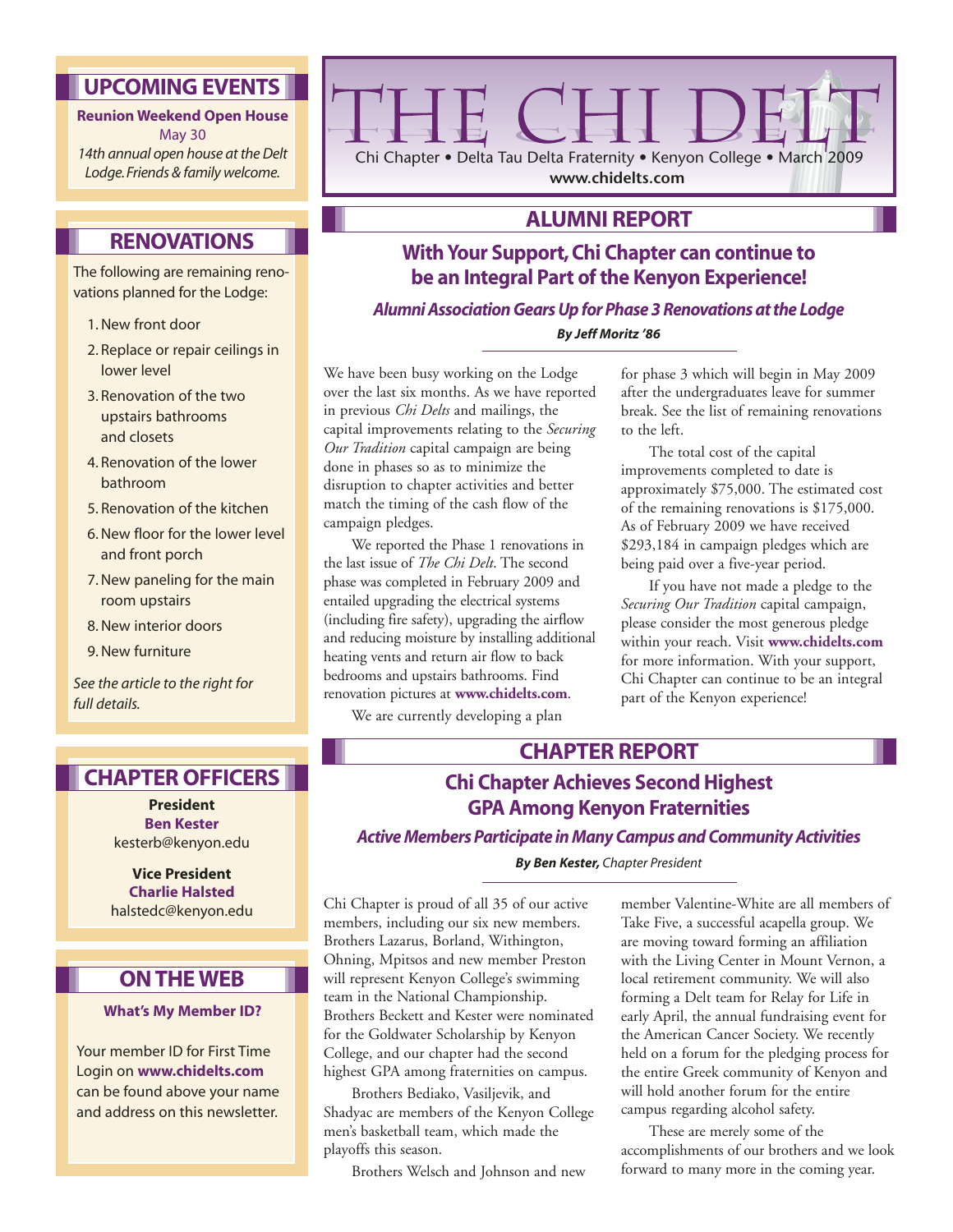# THE CHI DELT

Chi Chapter • Delta Tau Delta Fraternity • Kenyon College • March 2009

www.chidelts.com

## ALUMNI REPORT

### With Your Support, Chi Chapter can continue to be an Integral Part of the Kenyon Experience!

***Alumni Association Gears Up for Phase 3 Renovations at the Lodge***

***By Jeff Moritz '86***

We have been busy working on the Lodge over the last six months. As we have reported in previous *Chi Delts* and mailings, the capital improvements relating to the *Securing Our Tradition* capital campaign are being done in phases so as to minimize the disruption to chapter activities and better match the timing of the cash flow of the campaign pledges.

We reported the Phase 1 renovations in the last issue of *The Chi Delt*. The second phase was completed in February 2009 and entailed upgrading the electrical systems (including fire safety), upgrading the airflow and reducing moisture by installing additional heating vents and return air flow to back bedrooms and upstairs bathrooms. Find renovation pictures at **www.chidelts.com**.

We are currently developing a plan for phase 3 which will begin in May 2009 after the undergraduates leave for summer break. See the list of remaining renovations to the left.

The total cost of the capital improvements completed to date is approximately $75,000. The estimated cost of the remaining renovations is $175,000. As of February 2009 we have received $293,184 in campaign pledges which are being paid over a five-year period.

If you have not made a pledge to the *Securing Our Tradition* capital campaign, please consider the most generous pledge within your reach. Visit **www.chidelts.com** for more information. With your support, Chi Chapter can continue to be an integral part of the Kenyon experience!

## CHAPTER REPORT

### Chi Chapter Achieves Second Highest GPA Among Kenyon Fraternities

***Active Members Participate in Many Campus and Community Activities***

***By Ben Kester,*** *Chapter President*

Chi Chapter is proud of all 35 of our active members, including our six new members. Brothers Lazarus, Borland, Withington, Ohning, Mpitsos and new member Preston will represent Kenyon College's swimming team in the National Championship. Brothers Beckett and Kester were nominated for the Goldwater Scholarship by Kenyon College, and our chapter had the second highest GPA among fraternities on campus.

Brothers Bediako, Vasiljevik, and Shadyac are members of the Kenyon College men's basketball team, which made the playoffs this season.

Brothers Welsch and Johnson and new member Valentine-White are all members of Take Five, a successful acapella group. We are moving toward forming an affiliation with the Living Center in Mount Vernon, a local retirement community. We will also forming a Delt team for Relay for Life in early April, the annual fundraising event for the American Cancer Society. We recently held on a forum for the pledging process for the entire Greek community of Kenyon and will hold another forum for the entire campus regarding alcohol safety.

These are merely some of the accomplishments of our brothers and we look forward to many more in the coming year.

## UPCOMING EVENTS

**Reunion Weekend Open House**
May 30
*14th annual open house at the Delt Lodge. Friends & family welcome.*

## RENOVATIONS

The following are remaining renovations planned for the Lodge:

1. New front door
2. Replace or repair ceilings in lower level
3. Renovation of the two upstairs bathrooms and closets
4. Renovation of the lower bathroom
5. Renovation of the kitchen
6. New floor for the lower level and front porch
7. New paneling for the main room upstairs
8. New interior doors
9. New furniture

*See the article to the right for full details.*

## CHAPTER OFFICERS

**President**
**Ben Kester**
kesterb@kenyon.edu

**Vice President**
**Charlie Halsted**
halstedc@kenyon.edu

## ON THE WEB

**What's My Member ID?**

Your member ID for First Time Login on **www.chidelts.com** can be found above your name and address on this newsletter.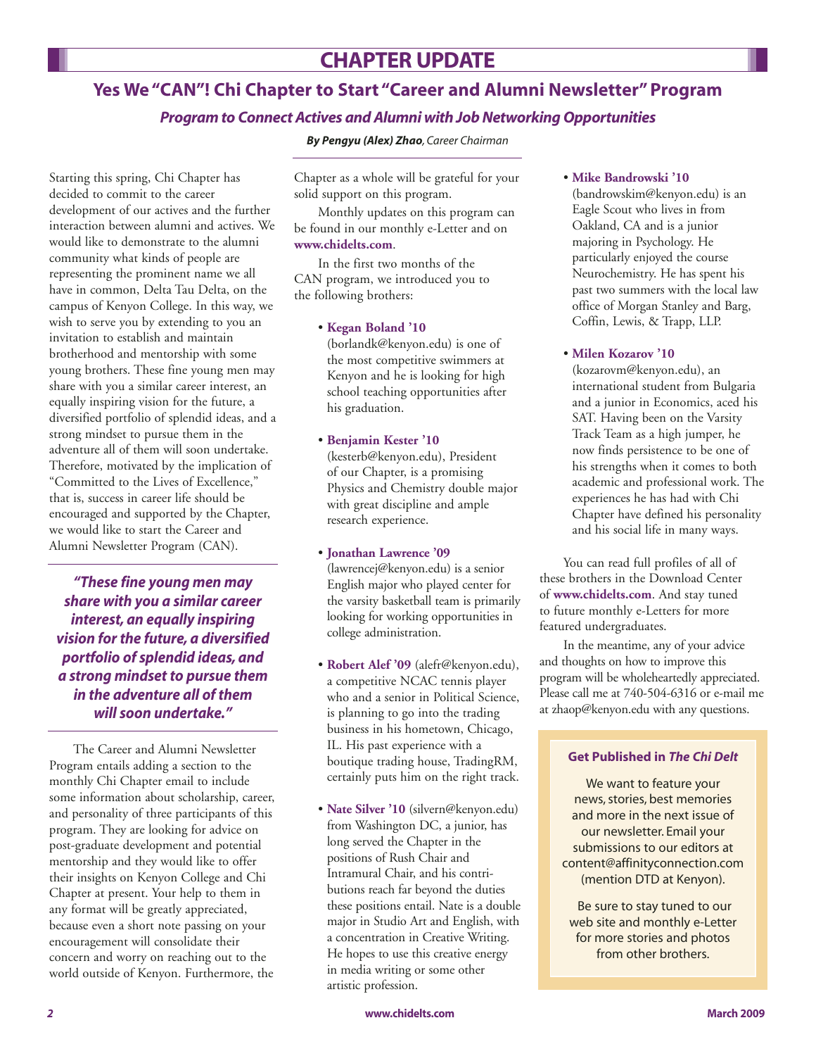## CHAPTER UPDATE

# Yes We "CAN"! Chi Chapter to Start "Career and Alumni Newsletter" Program

### *Program to Connect Actives and Alumni with Job Networking Opportunities*

***By Pengyu (Alex) Zhao**, Career Chairman*

Starting this spring, Chi Chapter has decided to commit to the career development of our actives and the further interaction between alumni and actives. We would like to demonstrate to the alumni community what kinds of people are representing the prominent name we all have in common, Delta Tau Delta, on the campus of Kenyon College. In this way, we wish to serve you by extending to you an invitation to establish and maintain brotherhood and mentorship with some young brothers. These fine young men may share with you a similar career interest, an equally inspiring vision for the future, a diversified portfolio of splendid ideas, and a strong mindset to pursue them in the adventure all of them will soon undertake. Therefore, motivated by the implication of "Committed to the Lives of Excellence," that is, success in career life should be encouraged and supported by the Chapter, we would like to start the Career and Alumni Newsletter Program (CAN).

> ***"These fine young men may share with you a similar career interest, an equally inspiring vision for the future, a diversified portfolio of splendid ideas, and a strong mindset to pursue them in the adventure all of them will soon undertake."***

The Career and Alumni Newsletter Program entails adding a section to the monthly Chi Chapter email to include some information about scholarship, career, and personality of three participants of this program. They are looking for advice on post-graduate development and potential mentorship and they would like to offer their insights on Kenyon College and Chi Chapter at present. Your help to them in any format will be greatly appreciated, because even a short note passing on your encouragement will consolidate their concern and worry on reaching out to the world outside of Kenyon. Furthermore, the Chapter as a whole will be grateful for your solid support on this program.

Monthly updates on this program can be found in our monthly e-Letter and on **www.chidelts.com**.

In the first two months of the CAN program, we introduced you to the following brothers:

- **Kegan Boland '10** (borlandk@kenyon.edu) is one of the most competitive swimmers at Kenyon and he is looking for high school teaching opportunities after his graduation.
- **Benjamin Kester '10** (kesterb@kenyon.edu), President of our Chapter, is a promising Physics and Chemistry double major with great discipline and ample research experience.
- **Jonathan Lawrence '09** (lawrencej@kenyon.edu) is a senior English major who played center for the varsity basketball team is primarily looking for working opportunities in college administration.
- **Robert Alef '09** (alefr@kenyon.edu), a competitive NCAC tennis player who and a senior in Political Science, is planning to go into the trading business in his hometown, Chicago, IL. His past experience with a boutique trading house, TradingRM, certainly puts him on the right track.
- **Nate Silver '10** (silvern@kenyon.edu) from Washington DC, a junior, has long served the Chapter in the positions of Rush Chair and Intramural Chair, and his contributions reach far beyond the duties these positions entail. Nate is a double major in Studio Art and English, with a concentration in Creative Writing. He hopes to use this creative energy in media writing or some other artistic profession.
- **Mike Bandrowski '10** (bandrowskim@kenyon.edu) is an Eagle Scout who lives in from Oakland, CA and is a junior majoring in Psychology. He particularly enjoyed the course Neurochemistry. He has spent his past two summers with the local law office of Morgan Stanley and Barg, Coffin, Lewis, & Trapp, LLP.
- **Milen Kozarov '10** (kozarovm@kenyon.edu), an international student from Bulgaria and a junior in Economics, aced his SAT. Having been on the Varsity Track Team as a high jumper, he now finds persistence to be one of his strengths when it comes to both academic and professional work. The experiences he has had with Chi Chapter have defined his personality and his social life in many ways.

You can read full profiles of all of these brothers in the Download Center of **www.chidelts.com**. And stay tuned to future monthly e-Letters for more featured undergraduates.

In the meantime, any of your advice and thoughts on how to improve this program will be wholeheartedly appreciated. Please call me at 740-504-6316 or e-mail me at zhaop@kenyon.edu with any questions.

---

**Get Published in *The Chi Delt***

We want to feature your news, stories, best memories and more in the next issue of our newsletter. Email your submissions to our editors at content@affinityconnection.com (mention DTD at Kenyon).

Be sure to stay tuned to our web site and monthly e-Letter for more stories and photos from other brothers.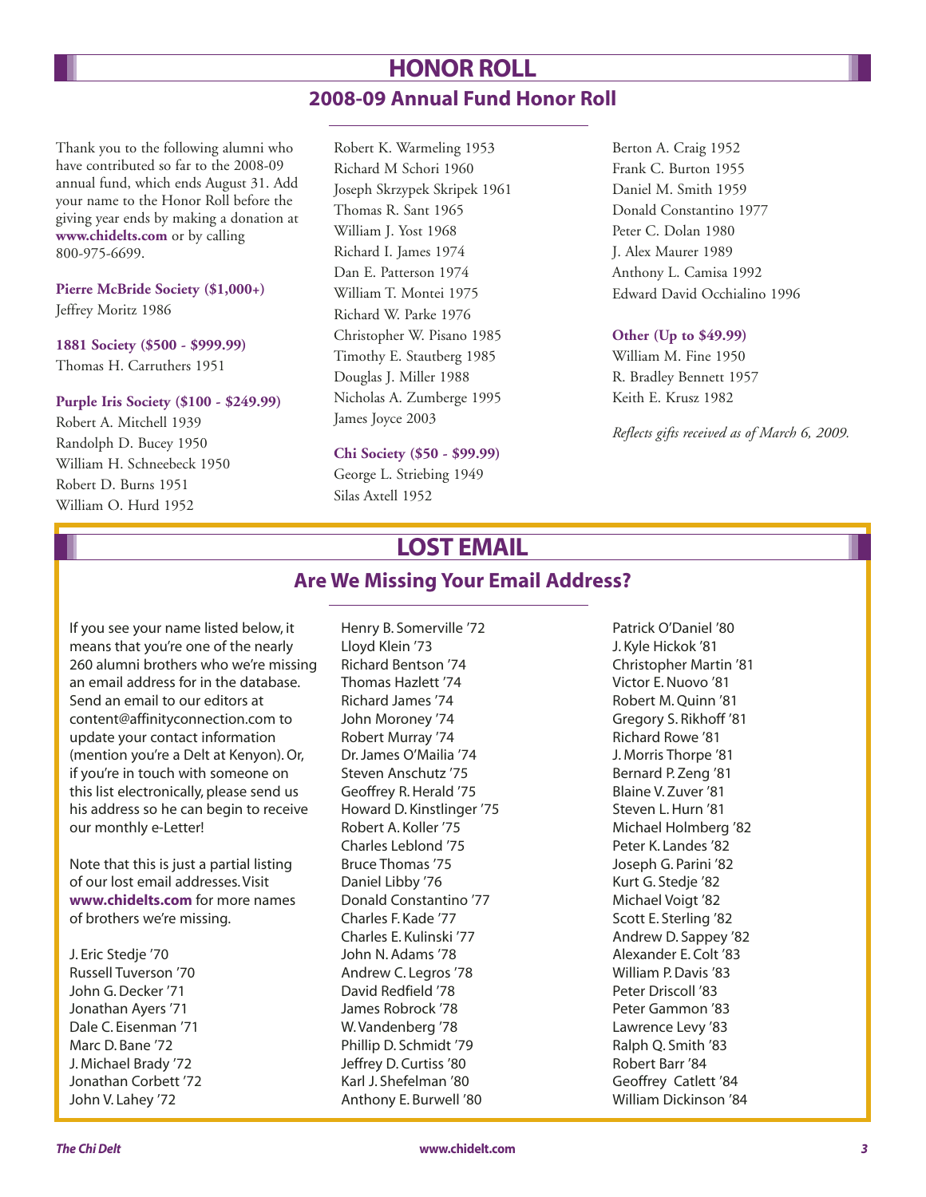# HONOR ROLL

## 2008-09 Annual Fund Honor Roll

Thank you to the following alumni who have contributed so far to the 2008-09 annual fund, which ends August 31. Add your name to the Honor Roll before the giving year ends by making a donation at **www.chidelts.com** or by calling 800-975-6699.

**Pierre McBride Society ($1,000+)**

Jeffrey Moritz 1986

**1881 Society ($500 - $999.99)**

Thomas H. Carruthers 1951

**Purple Iris Society ($100 - $249.99)**

Robert A. Mitchell 1939
Randolph D. Bucey 1950
William H. Schneebeck 1950
Robert D. Burns 1951
William O. Hurd 1952
Robert K. Warmeling 1953
Richard M Schori 1960
Joseph Skrzypek Skripek 1961
Thomas R. Sant 1965
William J. Yost 1968
Richard I. James 1974
Dan E. Patterson 1974
William T. Montei 1975
Richard W. Parke 1976
Christopher W. Pisano 1985
Timothy E. Stautberg 1985
Douglas J. Miller 1988
Nicholas A. Zumberge 1995
James Joyce 2003

**Chi Society ($50 - $99.99)**

George L. Striebing 1949
Silas Axtell 1952
Berton A. Craig 1952
Frank C. Burton 1955
Daniel M. Smith 1959
Donald Constantino 1977
Peter C. Dolan 1980
J. Alex Maurer 1989
Anthony L. Camisa 1992
Edward David Occhialino 1996

**Other (Up to $49.99)**

William M. Fine 1950
R. Bradley Bennett 1957
Keith E. Krusz 1982

*Reflects gifts received as of March 6, 2009.*

# LOST EMAIL

## Are We Missing Your Email Address?

If you see your name listed below, it means that you're one of the nearly 260 alumni brothers who we're missing an email address for in the database. Send an email to our editors at content@affinityconnection.com to update your contact information (mention you're a Delt at Kenyon). Or, if you're in touch with someone on this list electronically, please send us his address so he can begin to receive our monthly e-Letter!

Note that this is just a partial listing of our lost email addresses. Visit **www.chidelts.com** for more names of brothers we're missing.

J. Eric Stedje '70
Russell Tuverson '70
John G. Decker '71
Jonathan Ayers '71
Dale C. Eisenman '71
Marc D. Bane '72
J. Michael Brady '72
Jonathan Corbett '72
John V. Lahey '72
Henry B. Somerville '72
Lloyd Klein '73
Richard Bentson '74
Thomas Hazlett '74
Richard James '74
John Moroney '74
Robert Murray '74
Dr. James O'Mailia '74
Steven Anschutz '75
Geoffrey R. Herald '75
Howard D. Kinstlinger '75
Robert A. Koller '75
Charles Leblond '75
Bruce Thomas '75
Daniel Libby '76
Donald Constantino '77
Charles F. Kade '77
Charles E. Kulinski '77
John N. Adams '78
Andrew C. Legros '78
David Redfield '78
James Robrock '78
W. Vandenberg '78
Phillip D. Schmidt '79
Jeffrey D. Curtiss '80
Karl J. Shefelman '80
Anthony E. Burwell '80
Patrick O'Daniel '80
J. Kyle Hickok '81
Christopher Martin '81
Victor E. Nuovo '81
Robert M. Quinn '81
Gregory S. Rikhoff '81
Richard Rowe '81
J. Morris Thorpe '81
Bernard P. Zeng '81
Blaine V. Zuver '81
Steven L. Hurn '81
Michael Holmberg '82
Peter K. Landes '82
Joseph G. Parini '82
Kurt G. Stedje '82
Michael Voigt '82
Scott E. Sterling '82
Andrew D. Sappey '82
Alexander E. Colt '83
William P. Davis '83
Peter Driscoll '83
Peter Gammon '83
Lawrence Levy '83
Ralph Q. Smith '83
Robert Barr '84
Geoffrey Catlett '84
William Dickinson '84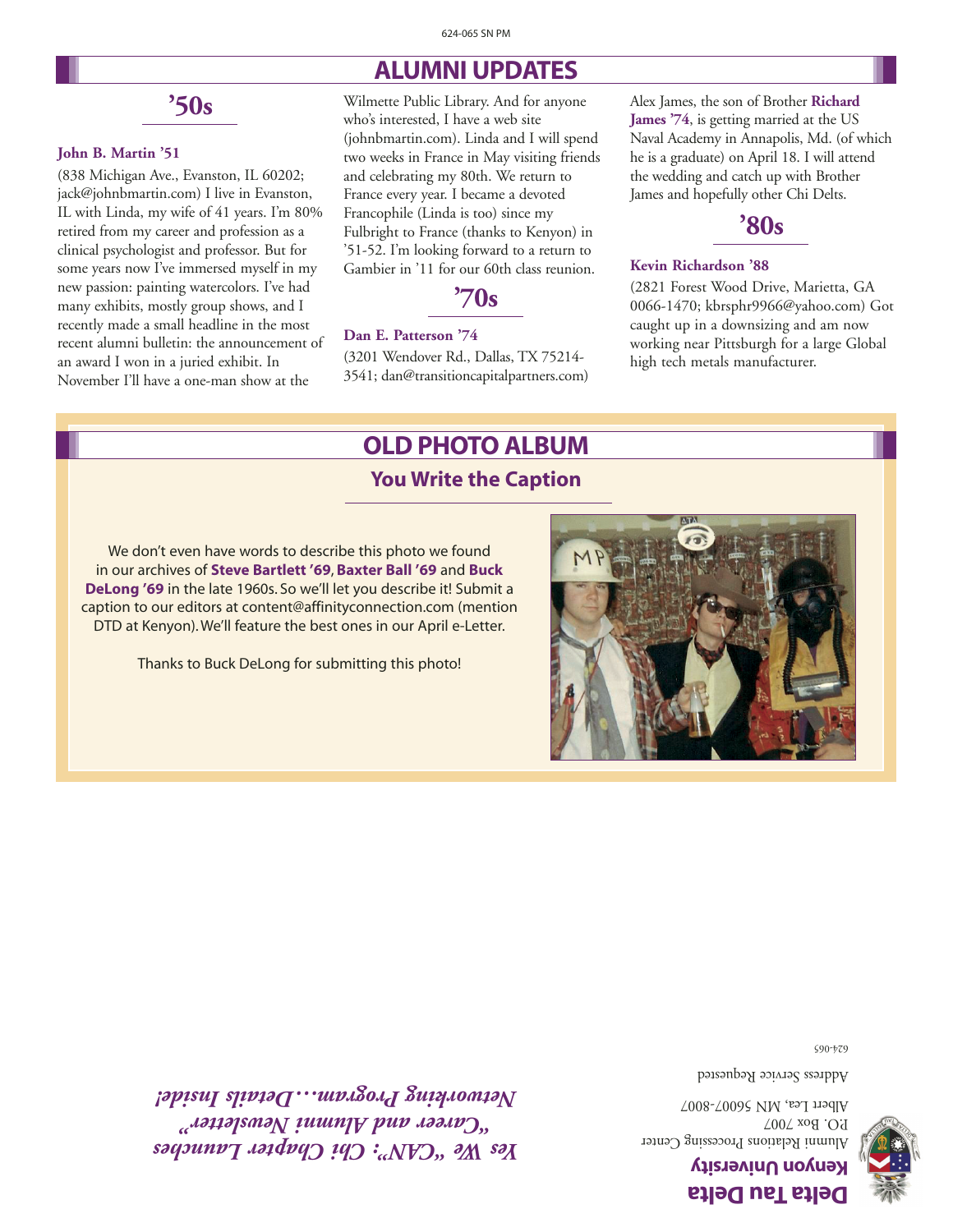## ALUMNI UPDATES

### '50s

**John B. Martin '51**

(838 Michigan Ave., Evanston, IL 60202; jack@johnbmartin.com) I live in Evanston, IL with Linda, my wife of 41 years. I'm 80% retired from my career and profession as a clinical psychologist and professor. But for some years now I've immersed myself in my new passion: painting watercolors. I've had many exhibits, mostly group shows, and I recently made a small headline in the most recent alumni bulletin: the announcement of an award I won in a juried exhibit. In November I'll have a one-man show at the Wilmette Public Library. And for anyone who's interested, I have a web site (johnbmartin.com). Linda and I will spend two weeks in France in May visiting friends and celebrating my 80th. We return to France every year. I became a devoted Francophile (Linda is too) since my Fulbright to France (thanks to Kenyon) in '51-52. I'm looking forward to a return to Gambier in '11 for our 60th class reunion.

### '70s

**Dan E. Patterson '74**

(3201 Wendover Rd., Dallas, TX 75214-3541; dan@transitioncapitalpartners.com) Alex James, the son of Brother **Richard James '74**, is getting married at the US Naval Academy in Annapolis, Md. (of which he is a graduate) on April 18. I will attend the wedding and catch up with Brother James and hopefully other Chi Delts.

### '80s

**Kevin Richardson '88**

(2821 Forest Wood Drive, Marietta, GA 0066-1470; kbrsphr9966@yahoo.com) Got caught up in a downsizing and am now working near Pittsburgh for a large Global high tech metals manufacturer.

## OLD PHOTO ALBUM

### You Write the Caption

We don't even have words to describe this photo we found in our archives of **Steve Bartlett '69**, **Baxter Ball '69** and **Buck DeLong '69** in the late 1960s. So we'll let you describe it! Submit a caption to our editors at content@affinityconnection.com (mention DTD at Kenyon). We'll feature the best ones in our April e-Letter.

Thanks to Buck DeLong for submitting this photo!

**Delta Tau Delta**
**Kenyon University**
Alumni Relations Processing Center
P.O. Box 7007
Albert Lea, MN 56007-8007

Address Service Requested

624-065

***Yes We "CAN": Chi Chapter Launches "Career and Alumni Newsletter" Networking Program…Details Inside!***